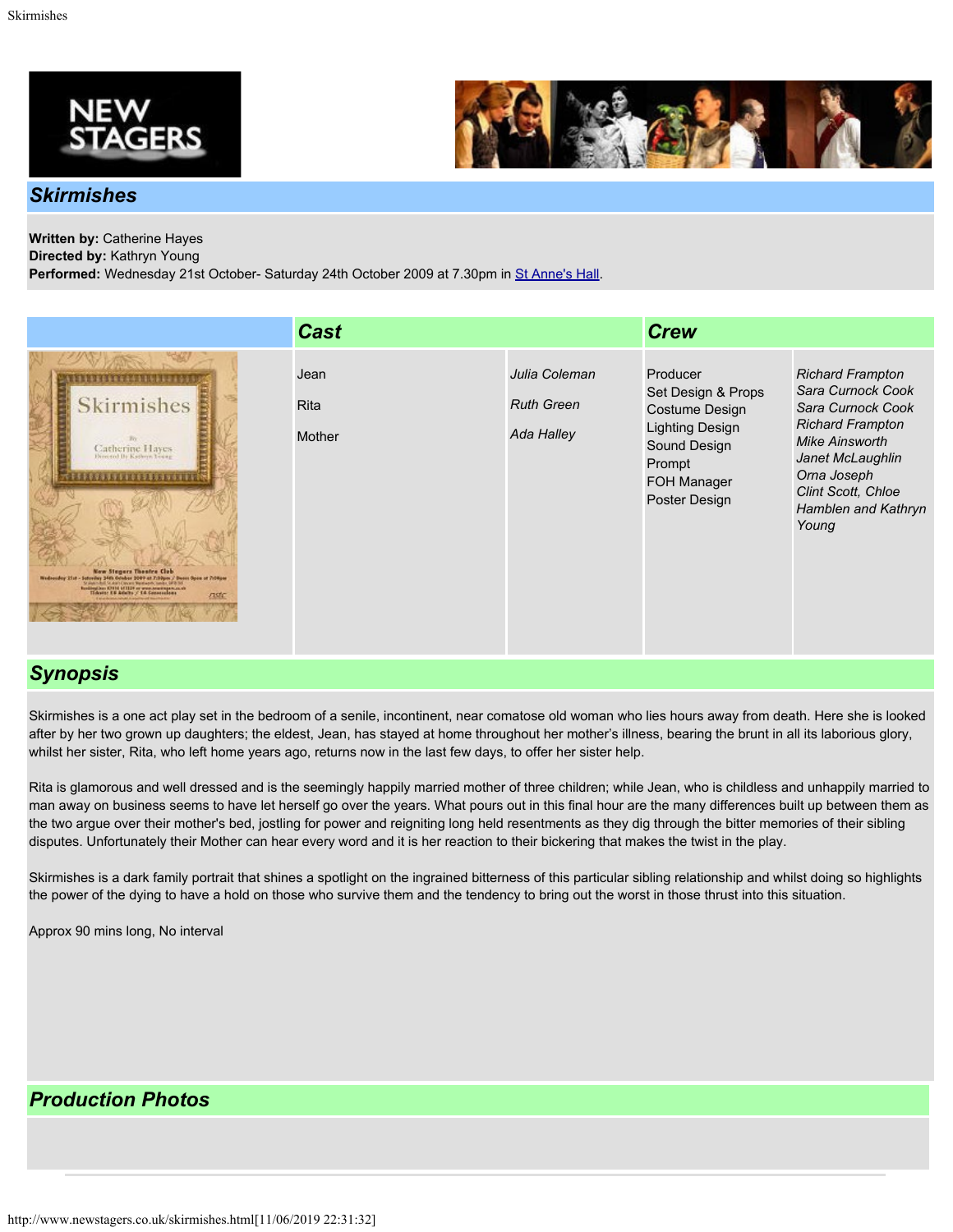# Skirmishes

**Written by:** Catherine Hayes
**Directed by:** Kathryn Young
**Performed:** Wednesday 21st October- Saturday 24th October 2009 at 7.30pm in St Anne's Hall.

## Cast

| Role | Actor |
|---|---|
| Jean | *Julia Coleman* |
| Rita | *Ruth Green* |
| Mother | *Ada Halley* |

## Crew

| Role | Name |
|---|---|
| Producer | *Richard Frampton* |
| Set Design & Props | *Sara Curnock Cook* |
| Costume Design | *Sara Curnock Cook* |
| Lighting Design | *Richard Frampton* |
| Sound Design | *Mike Ainsworth* |
| Prompt | *Janet McLaughlin* |
| FOH Manager | *Orna Joseph* |
| Poster Design | *Clint Scott, Chloe Hamblen and Kathryn Young* |

## Synopsis

Skirmishes is a one act play set in the bedroom of a senile, incontinent, near comatose old woman who lies hours away from death. Here she is looked after by her two grown up daughters; the eldest, Jean, has stayed at home throughout her mother's illness, bearing the brunt in all its laborious glory, whilst her sister, Rita, who left home years ago, returns now in the last few days, to offer her sister help.

Rita is glamorous and well dressed and is the seemingly happily married mother of three children; while Jean, who is childless and unhappily married to man away on business seems to have let herself go over the years. What pours out in this final hour are the many differences built up between them as the two argue over their mother's bed, jostling for power and reigniting long held resentments as they dig through the bitter memories of their sibling disputes. Unfortunately their Mother can hear every word and it is her reaction to their bickering that makes the twist in the play.

Skirmishes is a dark family portrait that shines a spotlight on the ingrained bitterness of this particular sibling relationship and whilst doing so highlights the power of the dying to have a hold on those who survive them and the tendency to bring out the worst in those thrust into this situation.

Approx 90 mins long, No interval

## Production Photos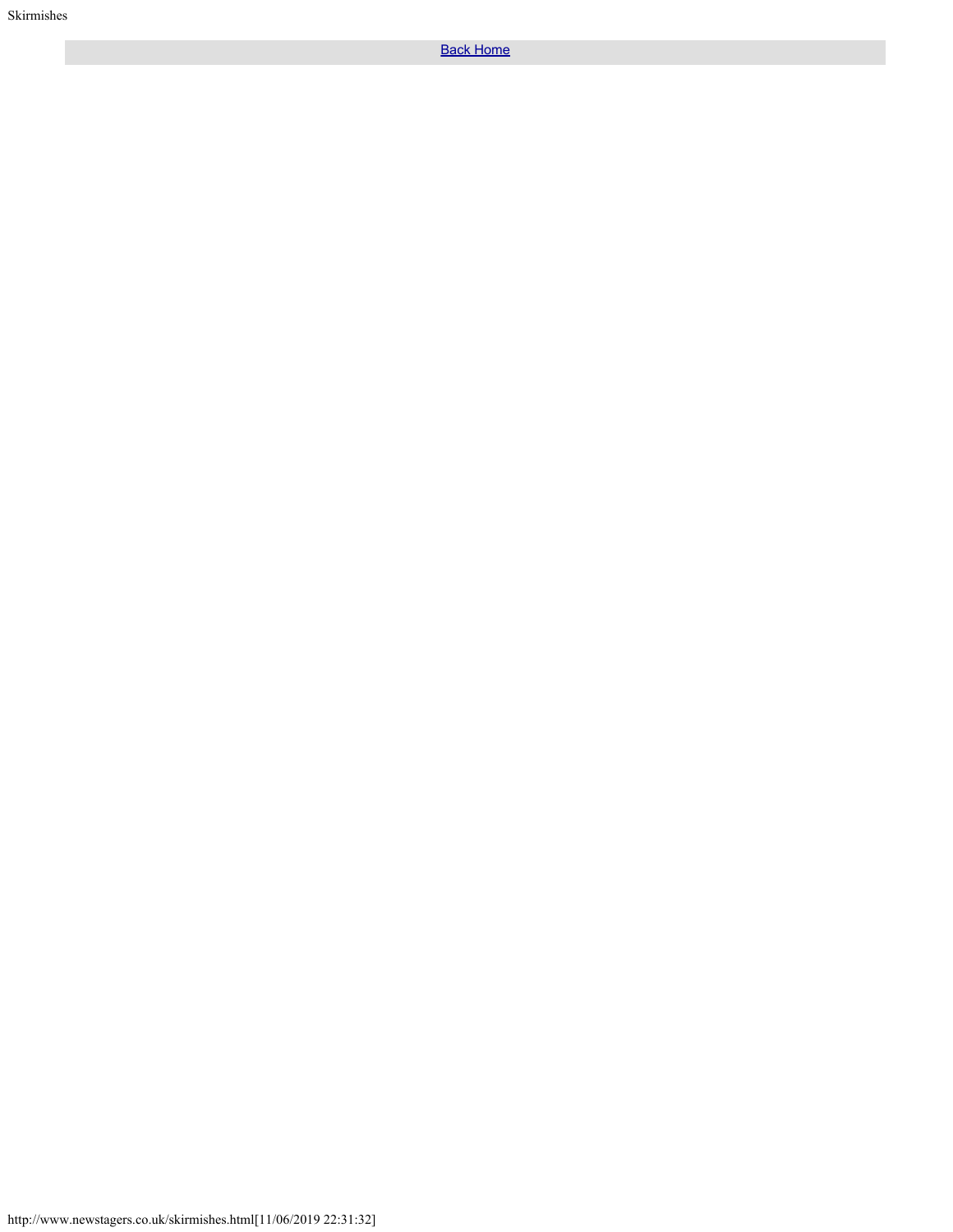[Back Home]